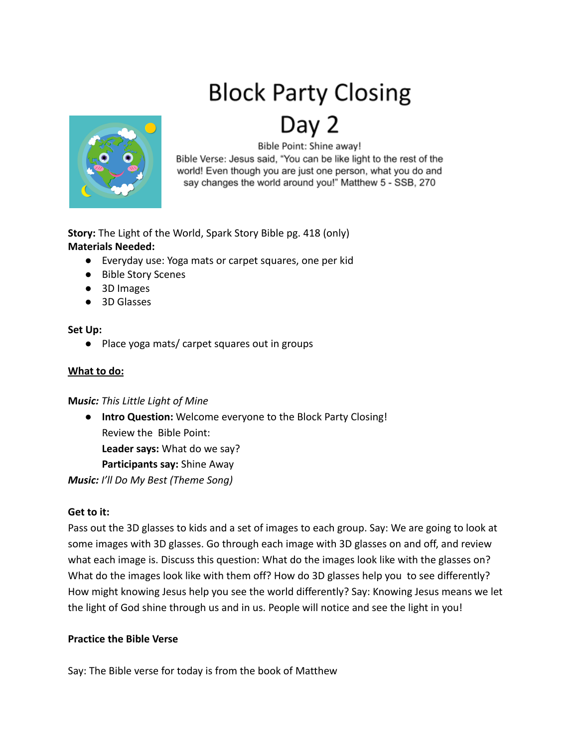# Block Party Closing
# Day 2

Bible Point: Shine away!
Bible Verse: Jesus said, "You can be like light to the rest of the world! Even though you are just one person, what you do and say changes the world around you!" Matthew 5 - SSB, 270

**Story:** The Light of the World, Spark Story Bible pg. 418 (only)
**Materials Needed:**

- Everyday use: Yoga mats or carpet squares, one per kid
- Bible Story Scenes
- 3D Images
- 3D Glasses

**Set Up:**

- Place yoga mats/ carpet squares out in groups

**<u>What to do:</u>**

**Music:** *This Little Light of Mine*

- **Intro Question:** Welcome everyone to the Block Party Closing!
  Review the Bible Point:
  **Leader says:** What do we say?
  **Participants say:** Shine Away

**Music:** *I'll Do My Best (Theme Song)*

**Get to it:**
Pass out the 3D glasses to kids and a set of images to each group. Say: We are going to look at some images with 3D glasses. Go through each image with 3D glasses on and off, and review what each image is. Discuss this question: What do the images look like with the glasses on? What do the images look like with them off? How do 3D glasses help you to see differently? How might knowing Jesus help you see the world differently? Say: Knowing Jesus means we let the light of God shine through us and in us. People will notice and see the light in you!

**Practice the Bible Verse**

Say: The Bible verse for today is from the book of Matthew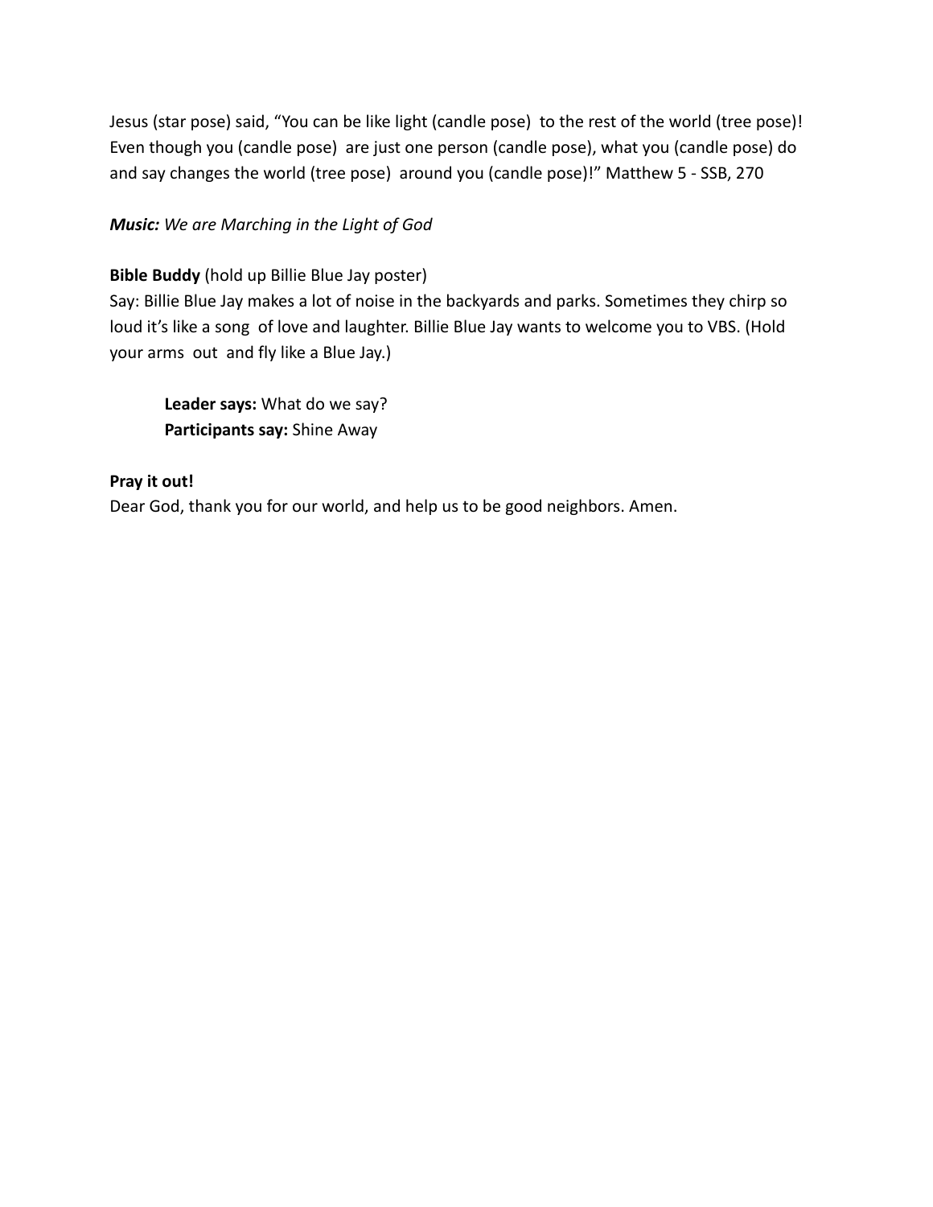Jesus (star pose) said, "You can be like light (candle pose) to the rest of the world (tree pose)! Even though you (candle pose) are just one person (candle pose), what you (candle pose) do and say changes the world (tree pose) around you (candle pose)!" Matthew 5 - SSB, 270

***Music:*** *We are Marching in the Light of God*

**Bible Buddy** (hold up Billie Blue Jay poster)

Say: Billie Blue Jay makes a lot of noise in the backyards and parks. Sometimes they chirp so loud it's like a song of love and laughter. Billie Blue Jay wants to welcome you to VBS. (Hold your arms out and fly like a Blue Jay.)

> **Leader says:** What do we say?
> **Participants say:** Shine Away

**Pray it out!**

Dear God, thank you for our world, and help us to be good neighbors. Amen.